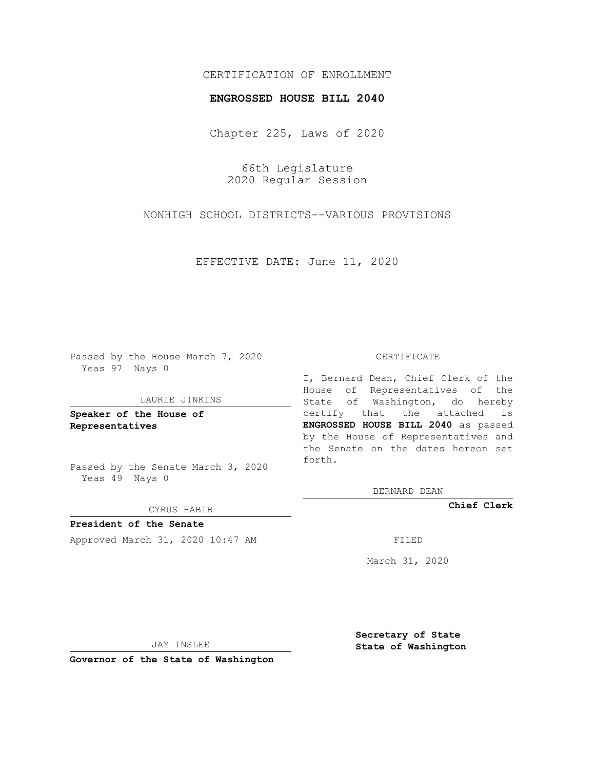CERTIFICATION OF ENROLLMENT

**ENGROSSED HOUSE BILL 2040**

Chapter 225, Laws of 2020

66th Legislature
2020 Regular Session

NONHIGH SCHOOL DISTRICTS--VARIOUS PROVISIONS

EFFECTIVE DATE: June 11, 2020

Passed by the House March 7, 2020
Yeas 97 Nays 0

LAURIE JINKINS

**Speaker of the House of Representatives**

Passed by the Senate March 3, 2020
Yeas 49 Nays 0

CYRUS HABIB

**President of the Senate**

Approved March 31, 2020 10:47 AM

JAY INSLEE

**Governor of the State of Washington**

CERTIFICATE

I, Bernard Dean, Chief Clerk of the House of Representatives of the State of Washington, do hereby certify that the attached is **ENGROSSED HOUSE BILL 2040** as passed by the House of Representatives and the Senate on the dates hereon set forth.

BERNARD DEAN

**Chief Clerk**

FILED

March 31, 2020

**Secretary of State**
**State of Washington**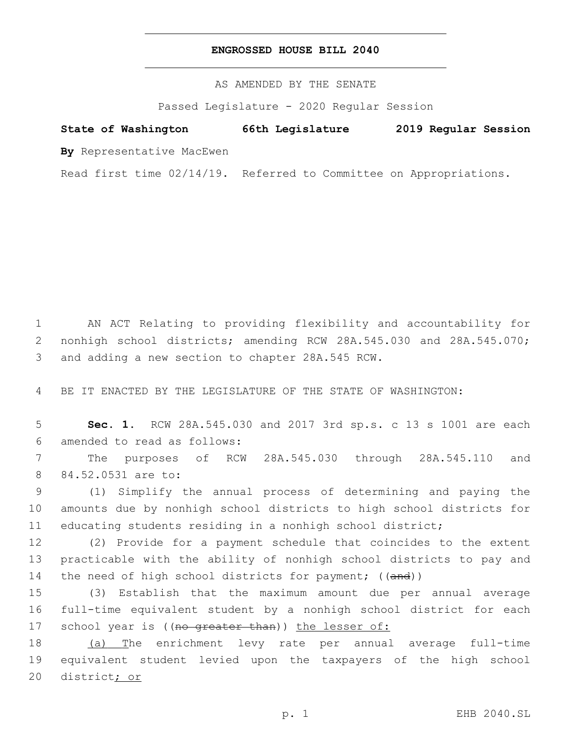**ENGROSSED HOUSE BILL 2040**

AS AMENDED BY THE SENATE

Passed Legislature - 2020 Regular Session

**State of Washington 66th Legislature 2019 Regular Session**

**By** Representative MacEwen

Read first time 02/14/19. Referred to Committee on Appropriations.

1 AN ACT Relating to providing flexibility and accountability for
2 nonhigh school districts; amending RCW 28A.545.030 and 28A.545.070;
3 and adding a new section to chapter 28A.545 RCW.

4 BE IT ENACTED BY THE LEGISLATURE OF THE STATE OF WASHINGTON:

5 **Sec. 1.** RCW 28A.545.030 and 2017 3rd sp.s. c 13 s 1001 are each
6 amended to read as follows:

7 The purposes of RCW 28A.545.030 through 28A.545.110 and
8 84.52.0531 are to:

9 (1) Simplify the annual process of determining and paying the
10 amounts due by nonhigh school districts to high school districts for
11 educating students residing in a nonhigh school district;

12 (2) Provide for a payment schedule that coincides to the extent
13 practicable with the ability of nonhigh school districts to pay and
14 the need of high school districts for payment; ((~~and~~))

15 (3) Establish that the maximum amount due per annual average
16 full-time equivalent student by a nonhigh school district for each
17 school year is ((~~no greater than~~)) <u>the lesser of:</u>

18 <u>(a) T</u>he enrichment levy rate per annual average full-time
19 equivalent student levied upon the taxpayers of the high school
20 district<u>; or</u>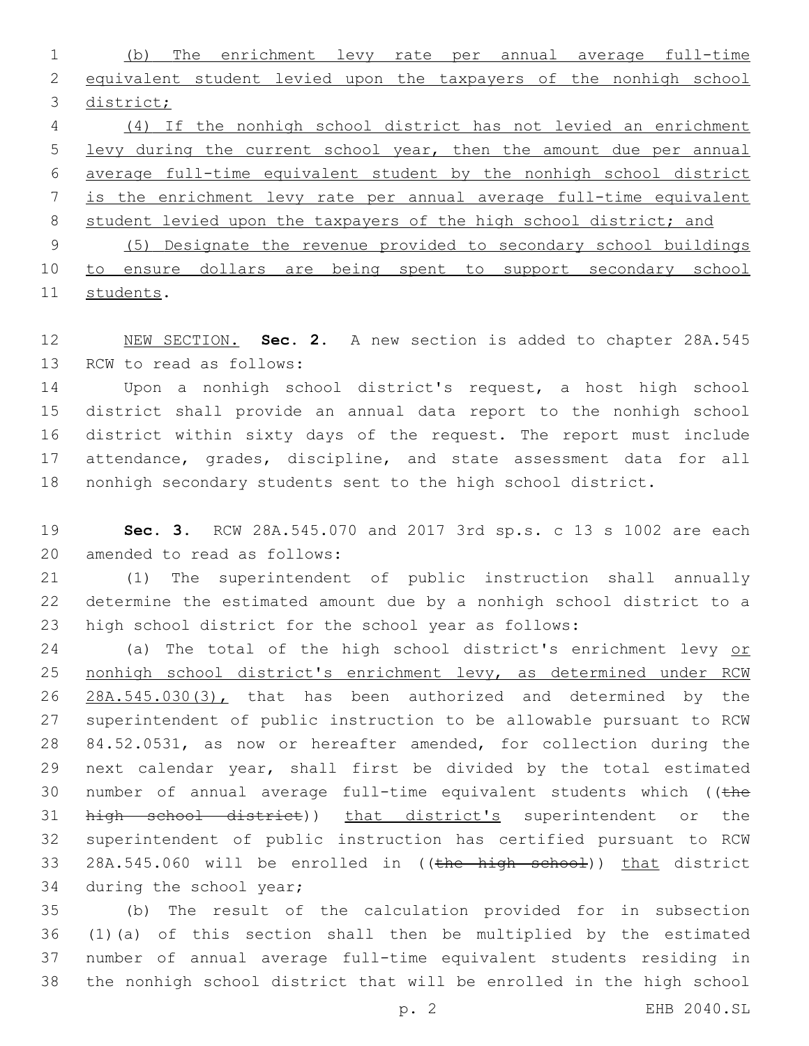(b) The enrichment levy rate per annual average full-time equivalent student levied upon the taxpayers of the nonhigh school district;

(4) If the nonhigh school district has not levied an enrichment levy during the current school year, then the amount due per annual average full-time equivalent student by the nonhigh school district is the enrichment levy rate per annual average full-time equivalent student levied upon the taxpayers of the high school district; and

(5) Designate the revenue provided to secondary school buildings to ensure dollars are being spent to support secondary school students.

NEW SECTION. **Sec. 2.** A new section is added to chapter 28A.545 RCW to read as follows:

Upon a nonhigh school district's request, a host high school district shall provide an annual data report to the nonhigh school district within sixty days of the request. The report must include attendance, grades, discipline, and state assessment data for all nonhigh secondary students sent to the high school district.

**Sec. 3.** RCW 28A.545.070 and 2017 3rd sp.s. c 13 s 1002 are each amended to read as follows:

(1) The superintendent of public instruction shall annually determine the estimated amount due by a nonhigh school district to a high school district for the school year as follows:

(a) The total of the high school district's enrichment levy or nonhigh school district's enrichment levy, as determined under RCW 28A.545.030(3), that has been authorized and determined by the superintendent of public instruction to be allowable pursuant to RCW 84.52.0531, as now or hereafter amended, for collection during the next calendar year, shall first be divided by the total estimated number of annual average full-time equivalent students which ((~~the high school district~~)) that district's superintendent or the superintendent of public instruction has certified pursuant to RCW 28A.545.060 will be enrolled in ((~~the high school~~)) that district during the school year;

(b) The result of the calculation provided for in subsection (1)(a) of this section shall then be multiplied by the estimated number of annual average full-time equivalent students residing in the nonhigh school district that will be enrolled in the high school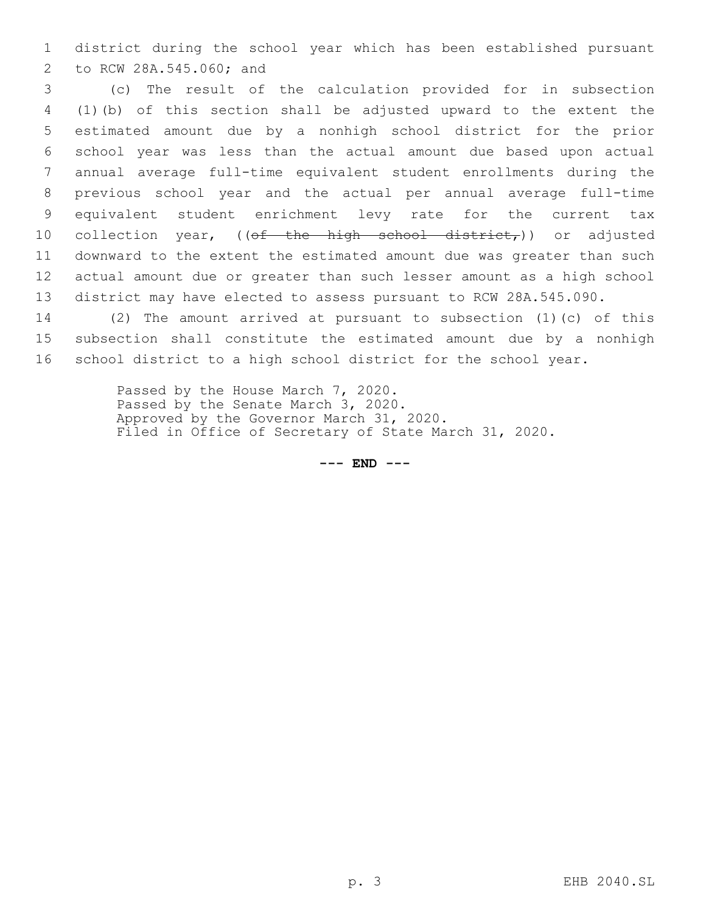district during the school year which has been established pursuant to RCW 28A.545.060; and

(c) The result of the calculation provided for in subsection (1)(b) of this section shall be adjusted upward to the extent the estimated amount due by a nonhigh school district for the prior school year was less than the actual amount due based upon actual annual average full-time equivalent student enrollments during the previous school year and the actual per annual average full-time equivalent student enrichment levy rate for the current tax collection year, ((~~of the high school district,~~)) or adjusted downward to the extent the estimated amount due was greater than such actual amount due or greater than such lesser amount as a high school district may have elected to assess pursuant to RCW 28A.545.090.

(2) The amount arrived at pursuant to subsection (1)(c) of this subsection shall constitute the estimated amount due by a nonhigh school district to a high school district for the school year.

Passed by the House March 7, 2020.
Passed by the Senate March 3, 2020.
Approved by the Governor March 31, 2020.
Filed in Office of Secretary of State March 31, 2020.

**--- END ---**